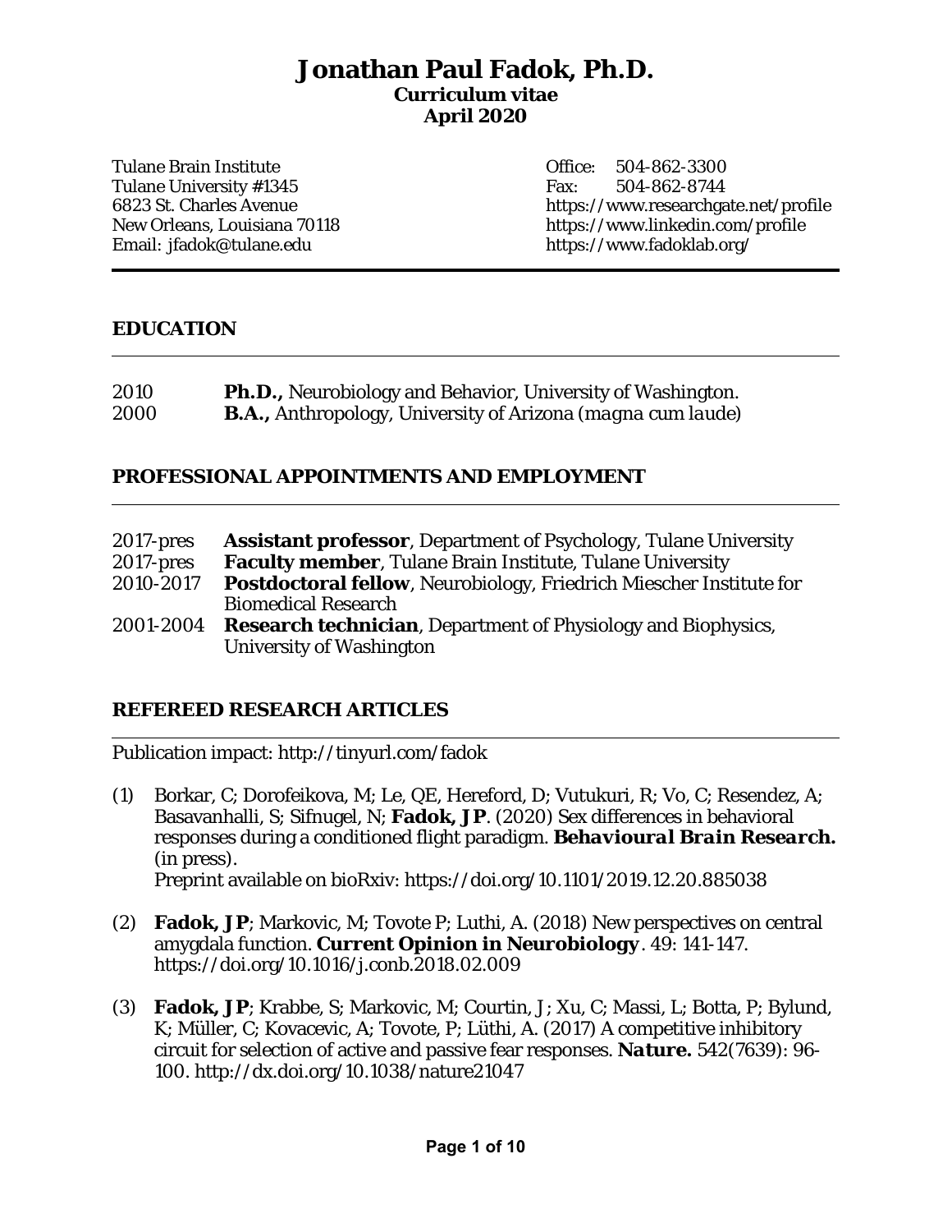# Jonathan Paul Fadok, Ph.D.

**Curriculum vitae**
**April 2020**

Tulane Brain Institute
Tulane University #1345
6823 St. Charles Avenue
New Orleans, Louisiana 70118
Email: jfadok@tulane.edu

Office: 504-862-3300
Fax: 504-862-8744
https://www.researchgate.net/profile
https://www.linkedin.com/profile
https://www.fadoklab.org/

## EDUCATION

2010 **Ph.D.,** Neurobiology and Behavior, University of Washington.
2000 **B.A.,** Anthropology, University of Arizona (*magna cum laude*)

## PROFESSIONAL APPOINTMENTS AND EMPLOYMENT

2017-pres **Assistant professor**, Department of Psychology, Tulane University
2017-pres **Faculty member**, Tulane Brain Institute, Tulane University
2010-2017 **Postdoctoral fellow**, Neurobiology, Friedrich Miescher Institute for Biomedical Research
2001-2004 **Research technician**, Department of Physiology and Biophysics, University of Washington

## REFEREED RESEARCH ARTICLES

Publication impact: http://tinyurl.com/fadok

(1) Borkar, C; Dorofeikova, M; Le, QE, Hereford, D; Vutukuri, R; Vo, C; Resendez, A; Basavanhalli, S; Sifnugel, N; **Fadok, JP**. (2020) Sex differences in behavioral responses during a conditioned flight paradigm. ***Behavioural Brain Research.*** (in press).
Preprint available on bioRxiv: https://doi.org/10.1101/2019.12.20.885038

(2) **Fadok, JP**; Markovic, M; Tovote P; Luthi, A. (2018) New perspectives on central amygdala function. **Current Opinion in Neurobiology**. 49: 141-147. https://doi.org/10.1016/j.conb.2018.02.009

(3) **Fadok, JP**; Krabbe, S; Markovic, M; Courtin, J; Xu, C; Massi, L; Botta, P; Bylund, K; Müller, C; Kovacevic, A; Tovote, P; Lüthi, A. (2017) A competitive inhibitory circuit for selection of active and passive fear responses. ***Nature.*** 542(7639): 96-100. http://dx.doi.org/10.1038/nature21047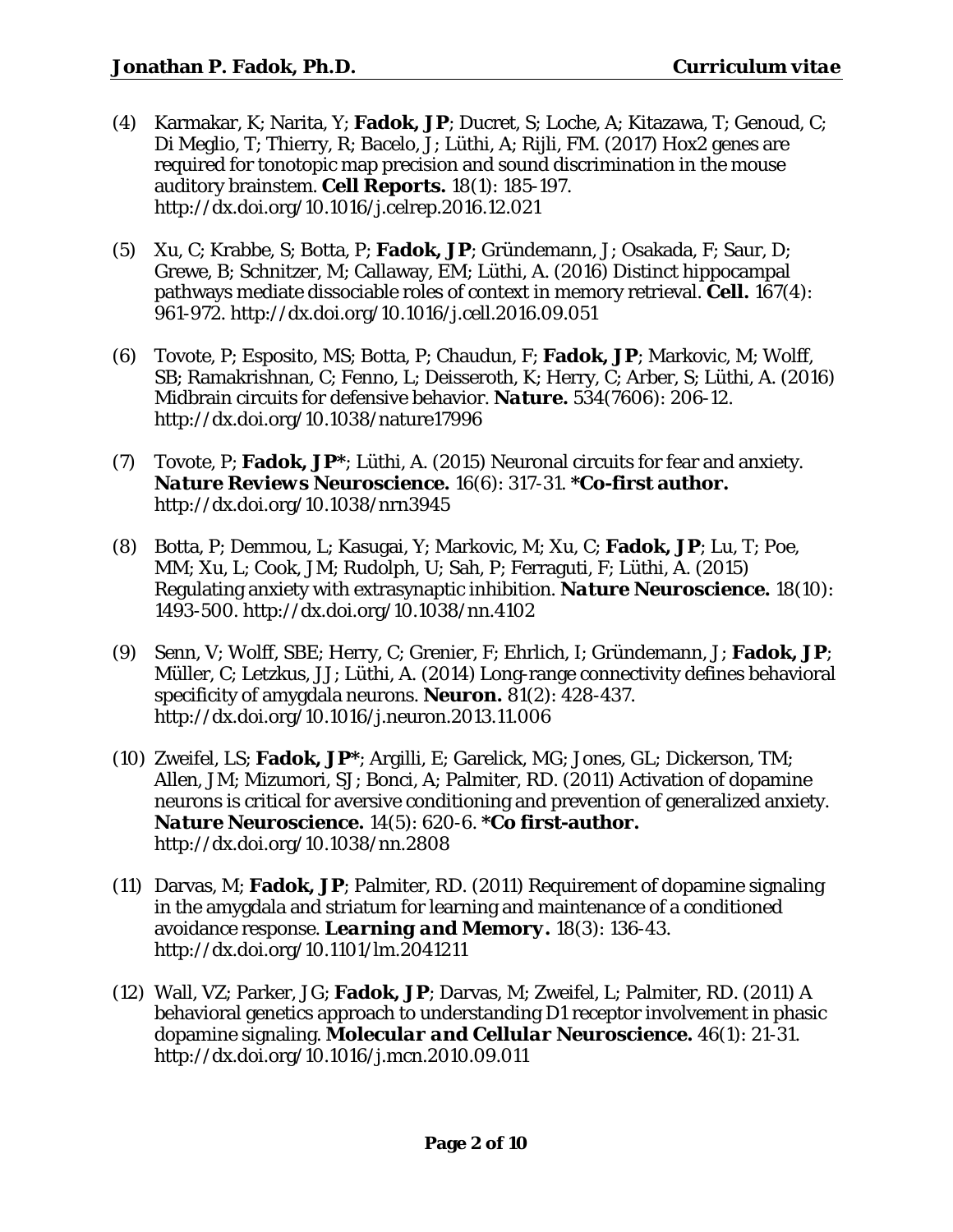(4) Karmakar, K; Narita, Y; **Fadok, JP**; Ducret, S; Loche, A; Kitazawa, T; Genoud, C; Di Meglio, T; Thierry, R; Bacelo, J; Lüthi, A; Rijli, FM. (2017) Hox2 genes are required for tonotopic map precision and sound discrimination in the mouse auditory brainstem. ***Cell Reports.*** 18(1): 185-197. http://dx.doi.org/10.1016/j.celrep.2016.12.021

(5) Xu, C; Krabbe, S; Botta, P; **Fadok, JP**; Gründemann, J; Osakada, F; Saur, D; Grewe, B; Schnitzer, M; Callaway, EM; Lüthi, A. (2016) Distinct hippocampal pathways mediate dissociable roles of context in memory retrieval. ***Cell.*** 167(4): 961-972. http://dx.doi.org/10.1016/j.cell.2016.09.051

(6) Tovote, P; Esposito, MS; Botta, P; Chaudun, F; **Fadok, JP**; Markovic, M; Wolff, SB; Ramakrishnan, C; Fenno, L; Deisseroth, K; Herry, C; Arber, S; Lüthi, A. (2016) Midbrain circuits for defensive behavior. ***Nature.*** 534(7606): 206-12. http://dx.doi.org/10.1038/nature17996

(7) Tovote, P; **Fadok, JP***; Lüthi, A. (2015) Neuronal circuits for fear and anxiety. ***Nature Reviews Neuroscience.*** 16(6): 317-31. ***Co-first author.** http://dx.doi.org/10.1038/nrn3945

(8) Botta, P; Demmou, L; Kasugai, Y; Markovic, M; Xu, C; **Fadok, JP**; Lu, T; Poe, MM; Xu, L; Cook, JM; Rudolph, U; Sah, P; Ferraguti, F; Lüthi, A. (2015) Regulating anxiety with extrasynaptic inhibition. ***Nature Neuroscience.*** 18(10): 1493-500. http://dx.doi.org/10.1038/nn.4102

(9) Senn, V; Wolff, SBE; Herry, C; Grenier, F; Ehrlich, I; Gründemann, J; **Fadok, JP**; Müller, C; Letzkus, JJ; Lüthi, A. (2014) Long-range connectivity defines behavioral specificity of amygdala neurons. ***Neuron.*** 81(2): 428-437. http://dx.doi.org/10.1016/j.neuron.2013.11.006

(10) Zweifel, LS; **Fadok, JP***; Argilli, E; Garelick, MG; Jones, GL; Dickerson, TM; Allen, JM; Mizumori, SJ; Bonci, A; Palmiter, RD. (2011) Activation of dopamine neurons is critical for aversive conditioning and prevention of generalized anxiety. ***Nature Neuroscience.*** 14(5): 620-6. ***Co first-author.** http://dx.doi.org/10.1038/nn.2808

(11) Darvas, M; **Fadok, JP**; Palmiter, RD. (2011) Requirement of dopamine signaling in the amygdala and striatum for learning and maintenance of a conditioned avoidance response. ***Learning and Memory.*** 18(3): 136-43. http://dx.doi.org/10.1101/lm.2041211

(12) Wall, VZ; Parker, JG; **Fadok, JP**; Darvas, M; Zweifel, L; Palmiter, RD. (2011) A behavioral genetics approach to understanding D1 receptor involvement in phasic dopamine signaling. ***Molecular and Cellular Neuroscience.*** 46(1): 21-31. http://dx.doi.org/10.1016/j.mcn.2010.09.011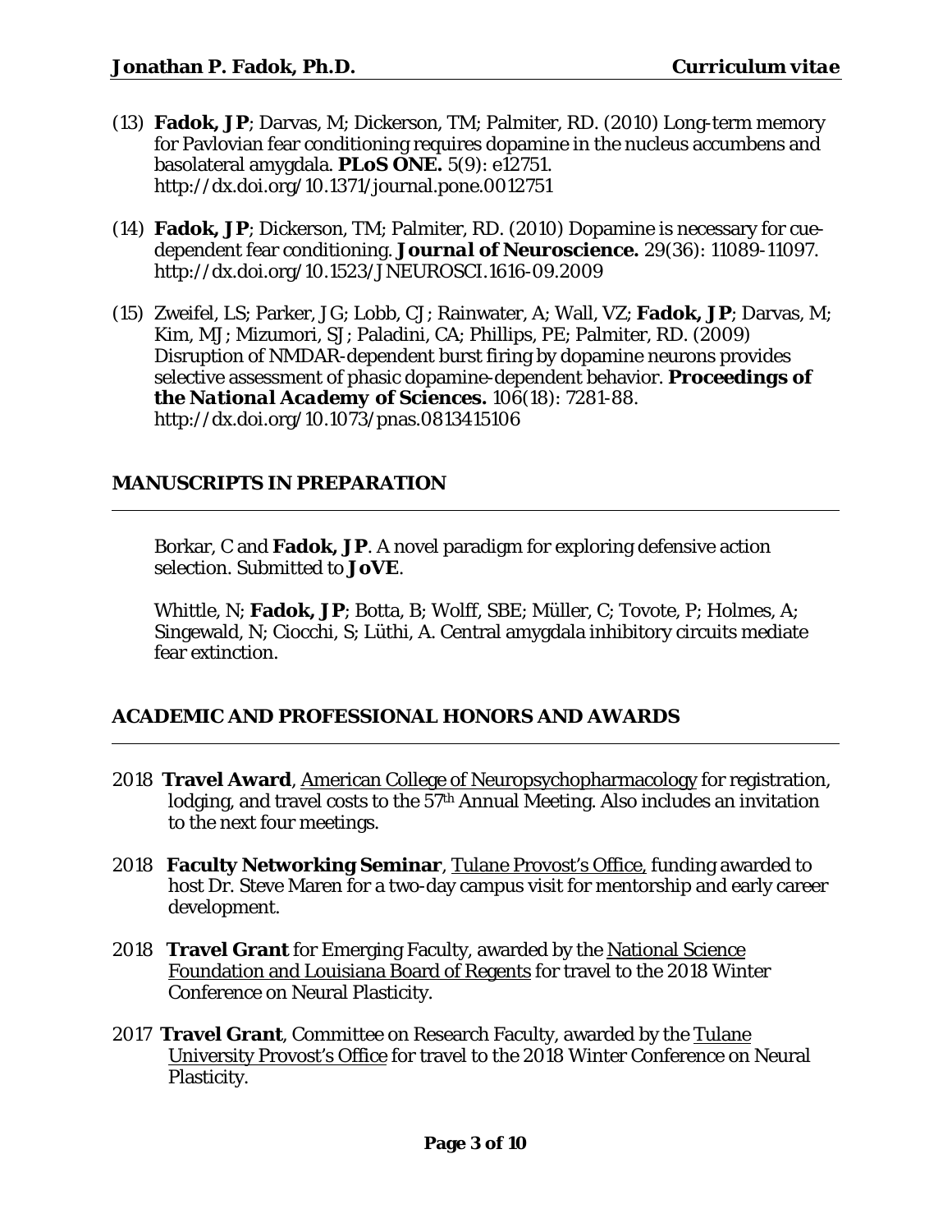(13) **Fadok, JP**; Darvas, M; Dickerson, TM; Palmiter, RD. (2010) Long-term memory for Pavlovian fear conditioning requires dopamine in the nucleus accumbens and basolateral amygdala. ***PLoS ONE.*** 5(9): e12751. http://dx.doi.org/10.1371/journal.pone.0012751

(14) **Fadok, JP**; Dickerson, TM; Palmiter, RD. (2010) Dopamine is necessary for cue-dependent fear conditioning. ***Journal of Neuroscience.*** 29(36): 11089-11097. http://dx.doi.org/10.1523/JNEUROSCI.1616-09.2009

(15) Zweifel, LS; Parker, JG; Lobb, CJ; Rainwater, A; Wall, VZ; **Fadok, JP**; Darvas, M; Kim, MJ; Mizumori, SJ; Paladini, CA; Phillips, PE; Palmiter, RD. (2009) Disruption of NMDAR-dependent burst firing by dopamine neurons provides selective assessment of phasic dopamine-dependent behavior. ***Proceedings of the National Academy of Sciences.*** 106(18): 7281-88. http://dx.doi.org/10.1073/pnas.0813415106

## MANUSCRIPTS IN PREPARATION

Borkar, C and **Fadok, JP**. A novel paradigm for exploring defensive action selection. Submitted to ***JoVE***.

Whittle, N; **Fadok, JP**; Botta, B; Wolff, SBE; Müller, C; Tovote, P; Holmes, A; Singewald, N; Ciocchi, S; Lüthi, A. Central amygdala inhibitory circuits mediate fear extinction.

## ACADEMIC AND PROFESSIONAL HONORS AND AWARDS

2018 **Travel Award**, American College of Neuropsychopharmacology for registration, lodging, and travel costs to the 57th Annual Meeting. Also includes an invitation to the next four meetings.

2018 **Faculty Networking Seminar**, Tulane Provost's Office, funding awarded to host Dr. Steve Maren for a two-day campus visit for mentorship and early career development.

2018 **Travel Grant** for Emerging Faculty, awarded by the National Science Foundation and Louisiana Board of Regents for travel to the 2018 Winter Conference on Neural Plasticity.

2017 **Travel Grant**, Committee on Research Faculty, awarded by the Tulane University Provost's Office for travel to the 2018 Winter Conference on Neural Plasticity.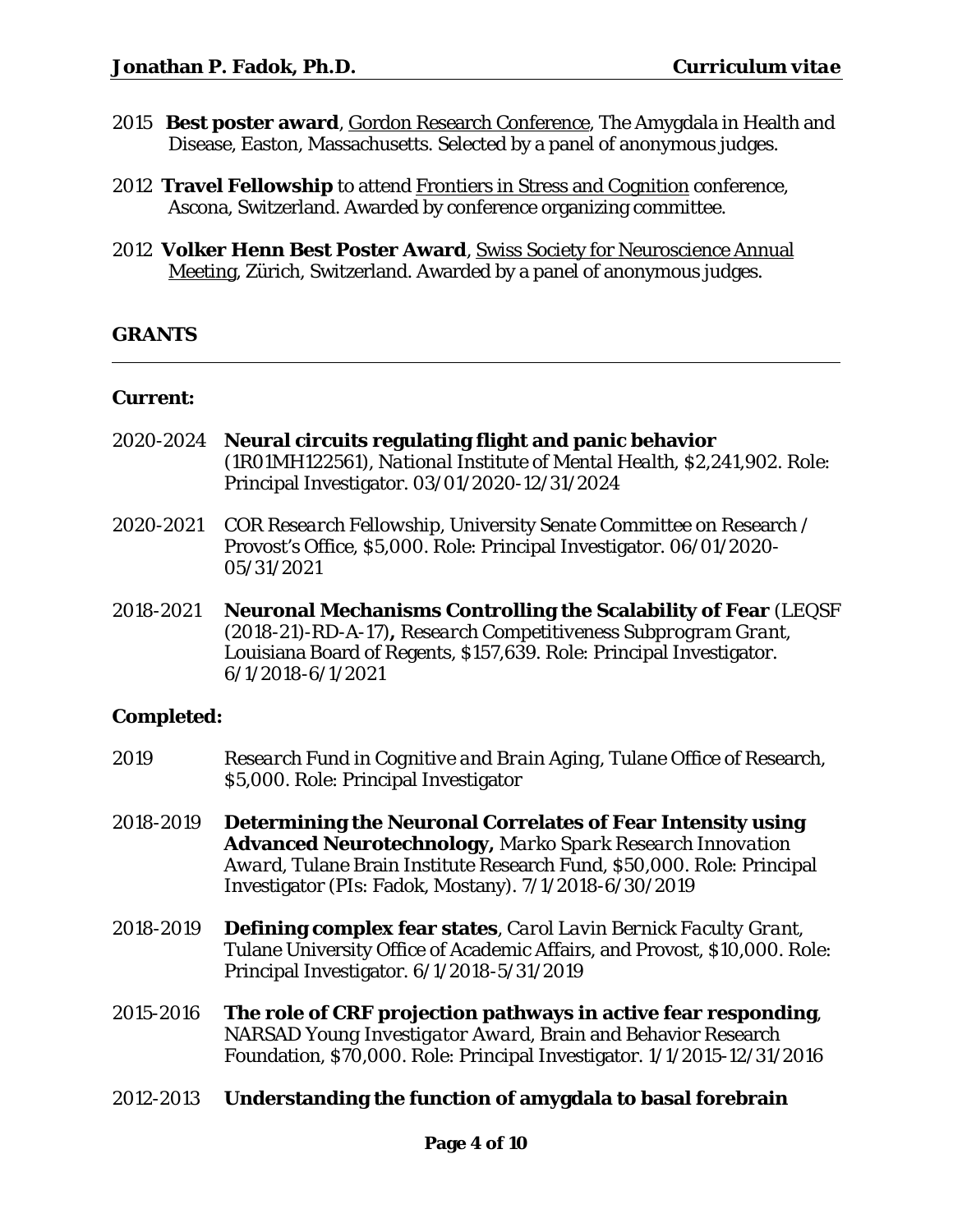2015 **Best poster award**, Gordon Research Conference, The Amygdala in Health and Disease, Easton, Massachusetts. Selected by a panel of anonymous judges.

2012 **Travel Fellowship** to attend Frontiers in Stress and Cognition conference, Ascona, Switzerland. Awarded by conference organizing committee.

2012 **Volker Henn Best Poster Award**, Swiss Society for Neuroscience Annual Meeting, Zürich, Switzerland. Awarded by a panel of anonymous judges.

## GRANTS

### Current:

2020-2024 **Neural circuits regulating flight and panic behavior** (1R01MH122561), *National Institute of Mental Health*, $2,241,902. Role: Principal Investigator. 03/01/2020-12/31/2024

2020-2021 *COR Research Fellowship*, University Senate Committee on Research / Provost's Office, $5,000. Role: Principal Investigator. 06/01/2020-05/31/2021

2018-2021 **Neuronal Mechanisms Controlling the Scalability of Fear** (LEQSF (2018-21)-RD-A-17)**,** *Research Competitiveness Subprogram Grant*, Louisiana Board of Regents, $157,639. Role: Principal Investigator. 6/1/2018-6/1/2021

### Completed:

2019 *Research Fund in Cognitive and Brain Aging*, Tulane Office of Research, $5,000. Role: Principal Investigator

2018-2019 **Determining the Neuronal Correlates of Fear Intensity using Advanced Neurotechnology,** *Marko Spark Research Innovation Award*, Tulane Brain Institute Research Fund, $50,000. Role: Principal Investigator (PIs: Fadok, Mostany). 7/1/2018-6/30/2019

2018-2019 **Defining complex fear states**, *Carol Lavin Bernick Faculty Grant*, Tulane University Office of Academic Affairs, and Provost, $10,000. Role: Principal Investigator. 6/1/2018-5/31/2019

2015-2016 **The role of CRF projection pathways in active fear responding**, *NARSAD Young Investigator Award*, Brain and Behavior Research Foundation, $70,000. Role: Principal Investigator. 1/1/2015-12/31/2016

2012-2013 **Understanding the function of amygdala to basal forebrain**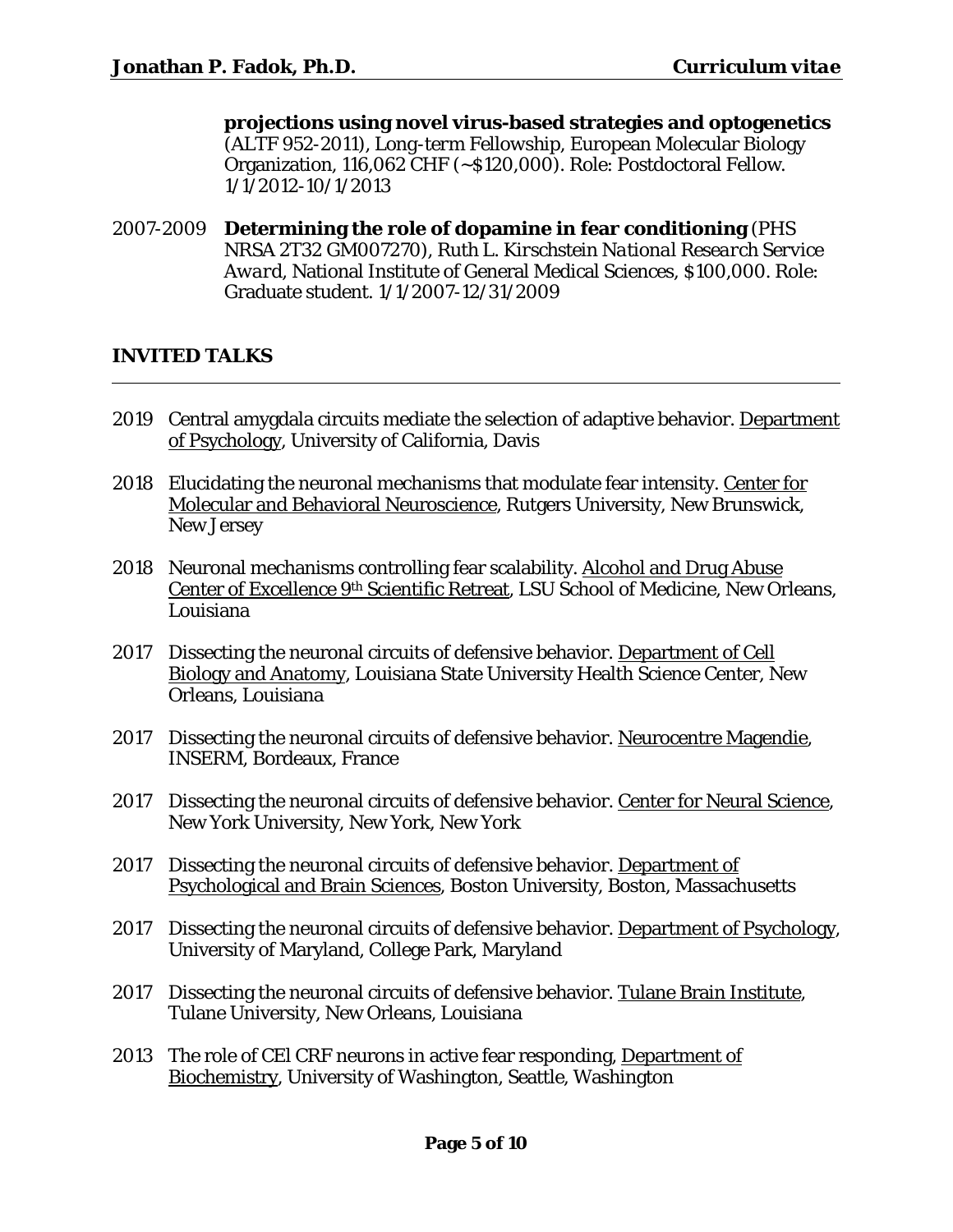**projections using novel virus-based strategies and optogenetics** (ALTF 952-2011), Long-term Fellowship, European Molecular Biology Organization, 116,062 CHF (~$120,000). Role: Postdoctoral Fellow. 1/1/2012-10/1/2013

2007-2009 **Determining the role of dopamine in fear conditioning** (PHS NRSA 2T32 GM007270), Ruth L. Kirschstein *National Research Service Award*, National Institute of General Medical Sciences, $100,000. Role: Graduate student. 1/1/2007-12/31/2009

## INVITED TALKS

2019 Central amygdala circuits mediate the selection of adaptive behavior. Department of Psychology, University of California, Davis

2018 Elucidating the neuronal mechanisms that modulate fear intensity. Center for Molecular and Behavioral Neuroscience, Rutgers University, New Brunswick, New Jersey

2018 Neuronal mechanisms controlling fear scalability. Alcohol and Drug Abuse Center of Excellence 9th Scientific Retreat, LSU School of Medicine, New Orleans, Louisiana

2017 Dissecting the neuronal circuits of defensive behavior. Department of Cell Biology and Anatomy, Louisiana State University Health Science Center, New Orleans, Louisiana

2017 Dissecting the neuronal circuits of defensive behavior. Neurocentre Magendie, INSERM, Bordeaux, France

2017 Dissecting the neuronal circuits of defensive behavior. Center for Neural Science, New York University, New York, New York

2017 Dissecting the neuronal circuits of defensive behavior. Department of Psychological and Brain Sciences, Boston University, Boston, Massachusetts

2017 Dissecting the neuronal circuits of defensive behavior. Department of Psychology, University of Maryland, College Park, Maryland

2017 Dissecting the neuronal circuits of defensive behavior. Tulane Brain Institute, Tulane University, New Orleans, Louisiana

2013 The role of CEl CRF neurons in active fear responding, Department of Biochemistry, University of Washington, Seattle, Washington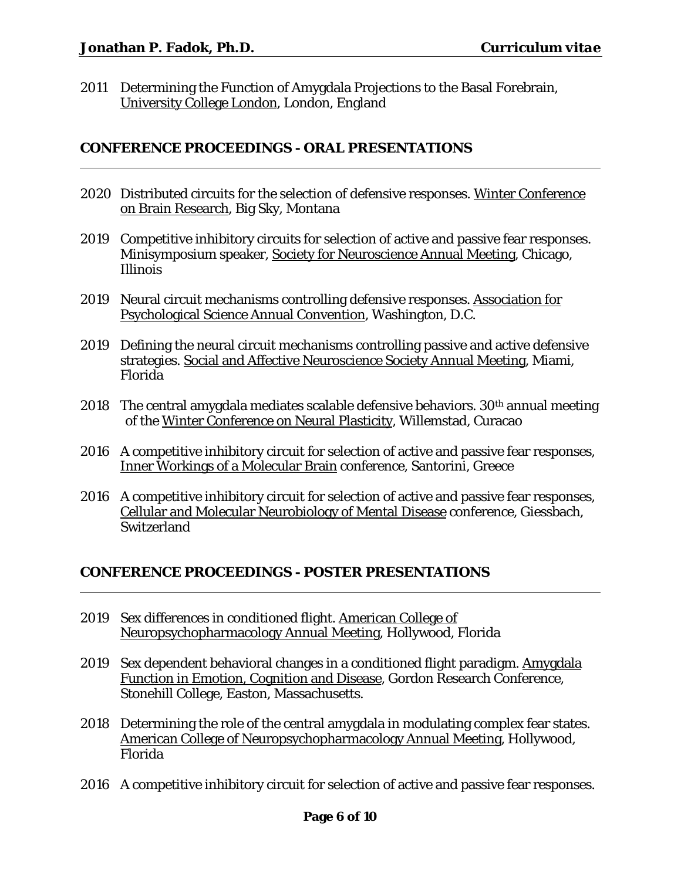2011 Determining the Function of Amygdala Projections to the Basal Forebrain, University College London, London, England

## CONFERENCE PROCEEDINGS - ORAL PRESENTATIONS

2020 Distributed circuits for the selection of defensive responses. Winter Conference on Brain Research, Big Sky, Montana

2019 Competitive inhibitory circuits for selection of active and passive fear responses. Minisymposium speaker, Society for Neuroscience Annual Meeting, Chicago, Illinois

2019 Neural circuit mechanisms controlling defensive responses. Association for Psychological Science Annual Convention, Washington, D.C.

2019 Defining the neural circuit mechanisms controlling passive and active defensive strategies. Social and Affective Neuroscience Society Annual Meeting, Miami, Florida

2018 The central amygdala mediates scalable defensive behaviors. 30th annual meeting of the Winter Conference on Neural Plasticity, Willemstad, Curacao

2016 A competitive inhibitory circuit for selection of active and passive fear responses, Inner Workings of a Molecular Brain conference, Santorini, Greece

2016 A competitive inhibitory circuit for selection of active and passive fear responses, Cellular and Molecular Neurobiology of Mental Disease conference, Giessbach, Switzerland

## CONFERENCE PROCEEDINGS - POSTER PRESENTATIONS

2019 Sex differences in conditioned flight. American College of Neuropsychopharmacology Annual Meeting, Hollywood, Florida

2019 Sex dependent behavioral changes in a conditioned flight paradigm. Amygdala Function in Emotion, Cognition and Disease, Gordon Research Conference, Stonehill College, Easton, Massachusetts.

2018 Determining the role of the central amygdala in modulating complex fear states. American College of Neuropsychopharmacology Annual Meeting, Hollywood, Florida

2016 A competitive inhibitory circuit for selection of active and passive fear responses.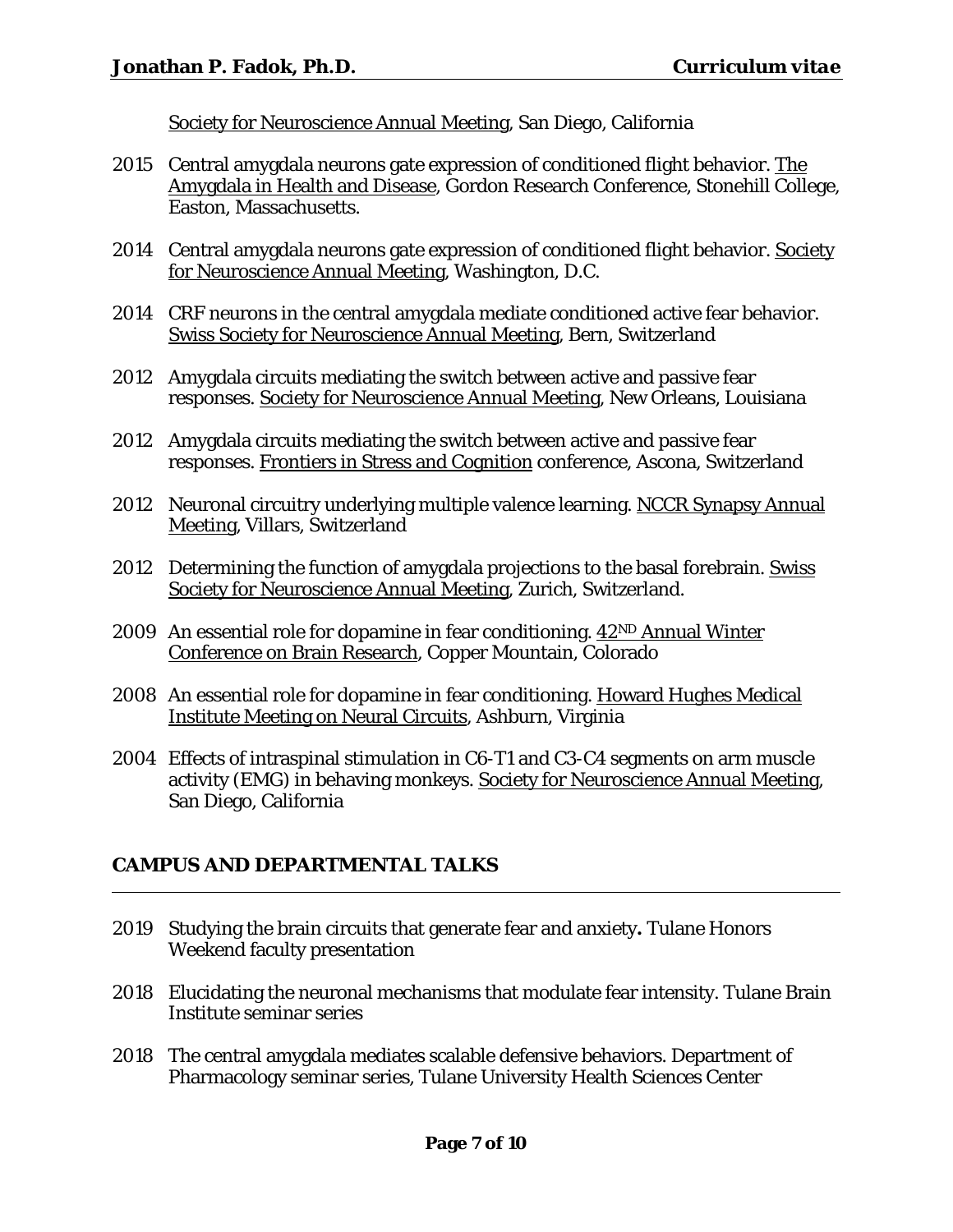Society for Neuroscience Annual Meeting, San Diego, California

2015 Central amygdala neurons gate expression of conditioned flight behavior. The Amygdala in Health and Disease, Gordon Research Conference, Stonehill College, Easton, Massachusetts.

2014 Central amygdala neurons gate expression of conditioned flight behavior. Society for Neuroscience Annual Meeting, Washington, D.C.

2014 CRF neurons in the central amygdala mediate conditioned active fear behavior. Swiss Society for Neuroscience Annual Meeting, Bern, Switzerland

2012 Amygdala circuits mediating the switch between active and passive fear responses. Society for Neuroscience Annual Meeting, New Orleans, Louisiana

2012 Amygdala circuits mediating the switch between active and passive fear responses. Frontiers in Stress and Cognition conference, Ascona, Switzerland

2012 Neuronal circuitry underlying multiple valence learning. NCCR Synapsy Annual Meeting, Villars, Switzerland

2012 Determining the function of amygdala projections to the basal forebrain. Swiss Society for Neuroscience Annual Meeting, Zurich, Switzerland.

2009 An essential role for dopamine in fear conditioning. 42ND Annual Winter Conference on Brain Research, Copper Mountain, Colorado

2008 An essential role for dopamine in fear conditioning. Howard Hughes Medical Institute Meeting on Neural Circuits, Ashburn, Virginia

2004 Effects of intraspinal stimulation in C6-T1 and C3-C4 segments on arm muscle activity (EMG) in behaving monkeys. Society for Neuroscience Annual Meeting, San Diego, California

## CAMPUS AND DEPARTMENTAL TALKS

2019 Studying the brain circuits that generate fear and anxiety**.** Tulane Honors Weekend faculty presentation

2018 Elucidating the neuronal mechanisms that modulate fear intensity. Tulane Brain Institute seminar series

2018 The central amygdala mediates scalable defensive behaviors. Department of Pharmacology seminar series, Tulane University Health Sciences Center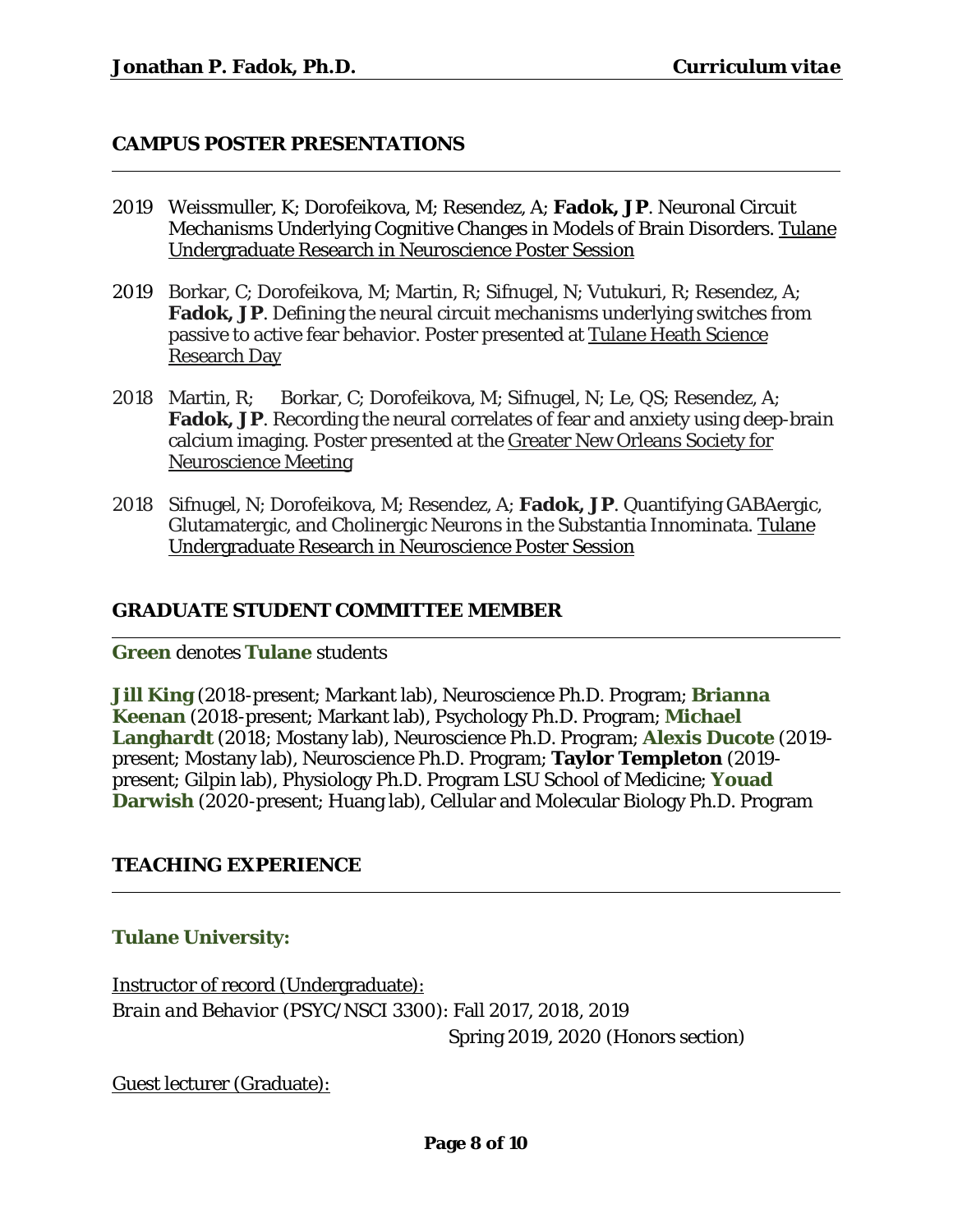## CAMPUS POSTER PRESENTATIONS

2019 Weissmuller, K; Dorofeikova, M; Resendez, A; **Fadok, JP**. Neuronal Circuit Mechanisms Underlying Cognitive Changes in Models of Brain Disorders. Tulane Undergraduate Research in Neuroscience Poster Session

2019 Borkar, C; Dorofeikova, M; Martin, R; Sifnugel, N; Vutukuri, R; Resendez, A; **Fadok, JP**. Defining the neural circuit mechanisms underlying switches from passive to active fear behavior. Poster presented at Tulane Heath Science Research Day

2018 Martin, R; Borkar, C; Dorofeikova, M; Sifnugel, N; Le, QS; Resendez, A; **Fadok, JP**. Recording the neural correlates of fear and anxiety using deep-brain calcium imaging. Poster presented at the Greater New Orleans Society for Neuroscience Meeting

2018 Sifnugel, N; Dorofeikova, M; Resendez, A; **Fadok, JP**. Quantifying GABAergic, Glutamatergic, and Cholinergic Neurons in the Substantia Innominata. Tulane Undergraduate Research in Neuroscience Poster Session

## GRADUATE STUDENT COMMITTEE MEMBER

**Green** denotes **Tulane** students

**Jill King** (2018-present; Markant lab), Neuroscience Ph.D. Program; **Brianna Keenan** (2018-present; Markant lab), Psychology Ph.D. Program; **Michael Langhardt** (2018; Mostany lab), Neuroscience Ph.D. Program; **Alexis Ducote** (2019-present; Mostany lab), Neuroscience Ph.D. Program; **Taylor Templeton** (2019-present; Gilpin lab), Physiology Ph.D. Program LSU School of Medicine; **Youad Darwish** (2020-present; Huang lab), Cellular and Molecular Biology Ph.D. Program

## TEACHING EXPERIENCE

### Tulane University:

Instructor of record (Undergraduate):
*Brain and Behavior* (PSYC/NSCI 3300): Fall 2017, 2018, 2019
Spring 2019, 2020 (Honors section)

Guest lecturer (Graduate):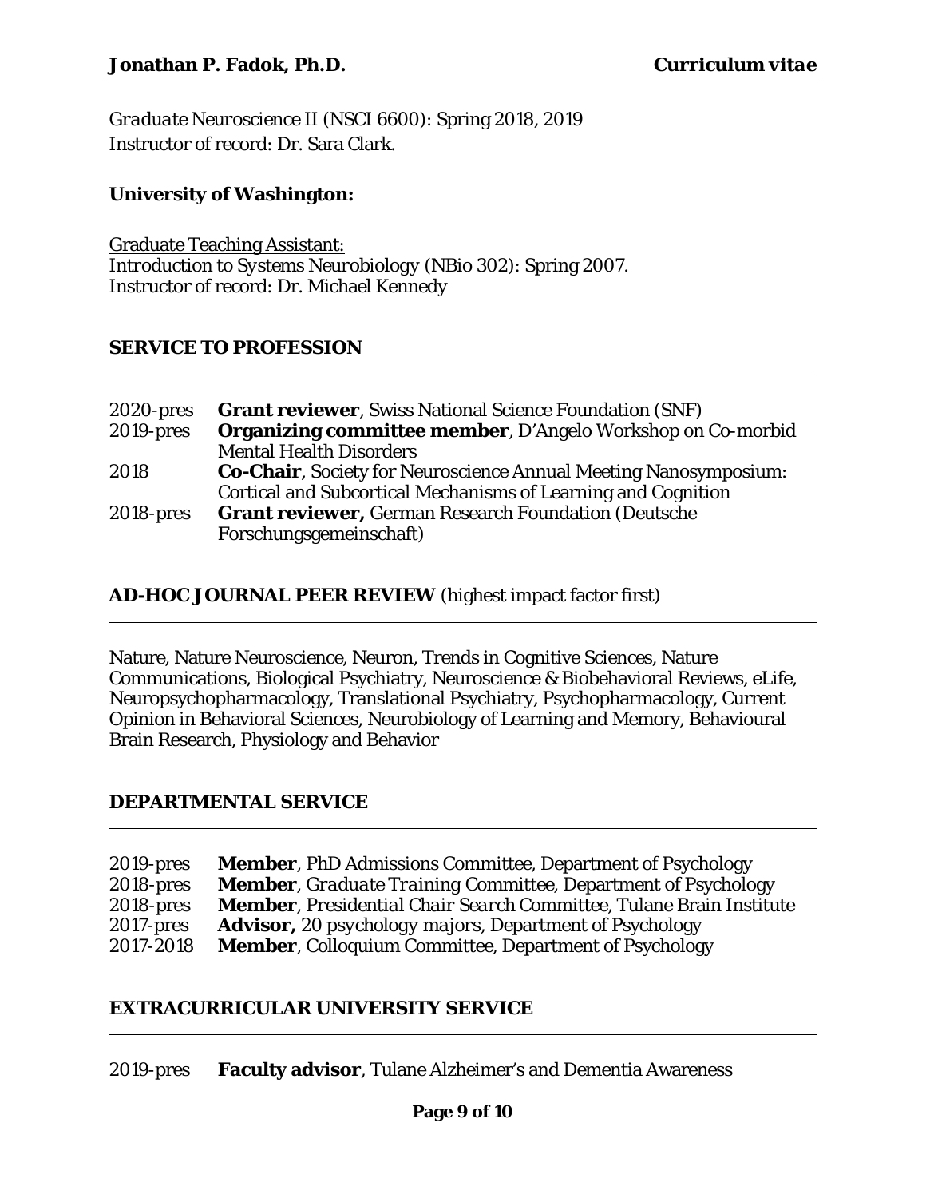*Graduate Neuroscience II* (NSCI 6600): Spring 2018, 2019
Instructor of record: Dr. Sara Clark.

**University of Washington:**

Graduate Teaching Assistant:
*Introduction to Systems Neurobiology* (NBio 302): Spring 2007.
Instructor of record: Dr. Michael Kennedy

## SERVICE TO PROFESSION

| | |
|---|---|
| 2020-pres | **Grant reviewer**, Swiss National Science Foundation (SNF) |
| 2019-pres | **Organizing committee member**, D'Angelo Workshop on Co-morbid Mental Health Disorders |
| 2018 | **Co-Chair**, Society for Neuroscience Annual Meeting Nanosymposium: Cortical and Subcortical Mechanisms of Learning and Cognition |
| 2018-pres | **Grant reviewer,** German Research Foundation (Deutsche Forschungsgemeinschaft) |

## AD-HOC JOURNAL PEER REVIEW (highest impact factor first)

Nature, Nature Neuroscience, Neuron, Trends in Cognitive Sciences, Nature Communications, Biological Psychiatry, Neuroscience & Biobehavioral Reviews, eLife, Neuropsychopharmacology, Translational Psychiatry, Psychopharmacology, Current Opinion in Behavioral Sciences, Neurobiology of Learning and Memory, Behavioural Brain Research, Physiology and Behavior

## DEPARTMENTAL SERVICE

| | |
|---|---|
| 2019-pres | **Member**, PhD Admissions Committee, Department of Psychology |
| 2018-pres | **Member**, Graduate Training Committee, Department of Psychology |
| 2018-pres | **Member**, Presidential Chair Search Committee, Tulane Brain Institute |
| 2017-pres | **Advisor,** 20 psychology majors, Department of Psychology |
| 2017-2018 | **Member**, Colloquium Committee, Department of Psychology |

## EXTRACURRICULAR UNIVERSITY SERVICE

| | |
|---|---|
| 2019-pres | **Faculty advisor**, Tulane Alzheimer's and Dementia Awareness |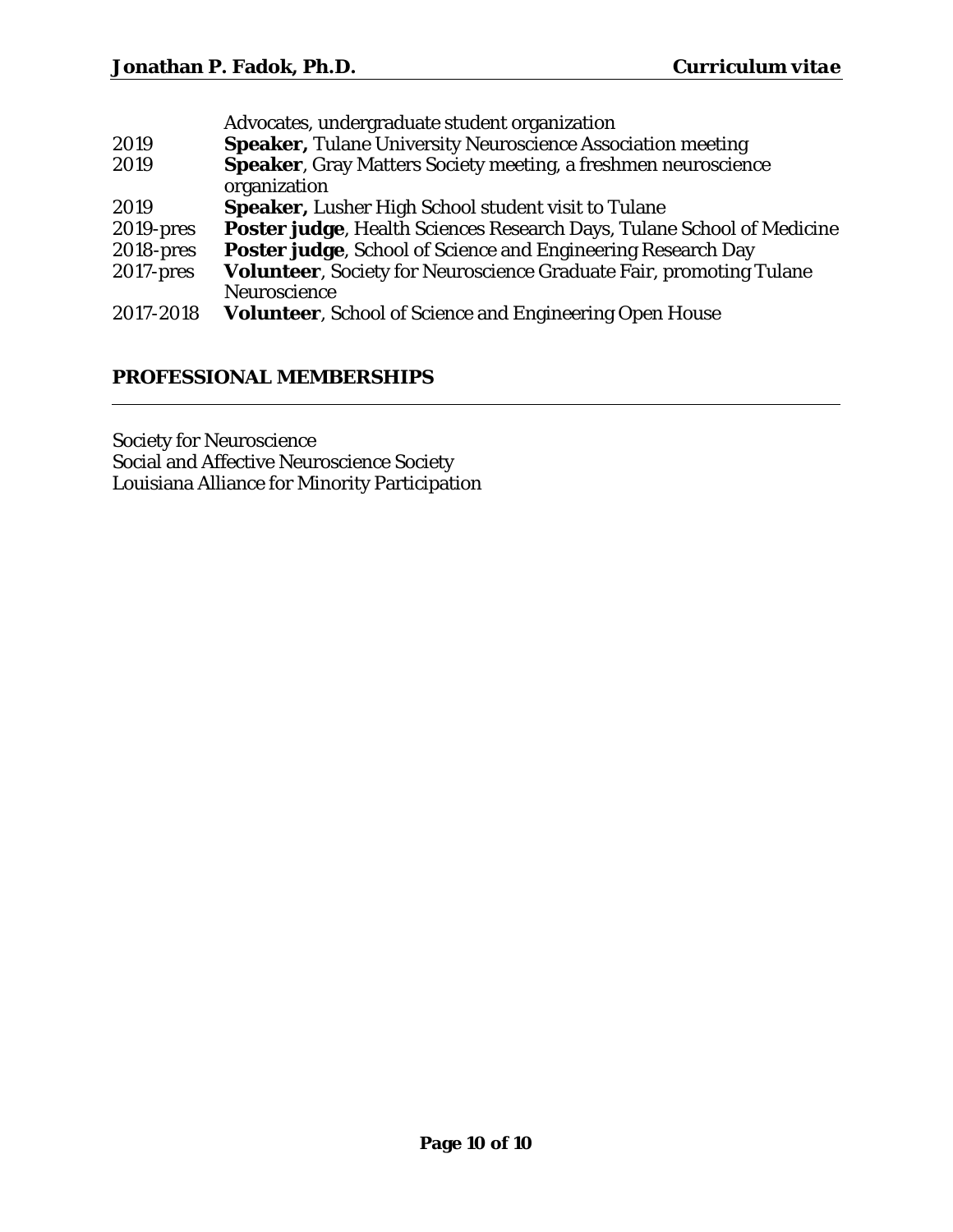Advocates, undergraduate student organization

| | |
|---|---|
| 2019 | **Speaker,** Tulane University Neuroscience Association meeting |
| 2019 | **Speaker**, Gray Matters Society meeting, a freshmen neuroscience organization |
| 2019 | **Speaker,** Lusher High School student visit to Tulane |
| 2019-pres | **Poster judge**, Health Sciences Research Days, Tulane School of Medicine |
| 2018-pres | **Poster judge**, School of Science and Engineering Research Day |
| 2017-pres | **Volunteer**, Society for Neuroscience Graduate Fair, promoting Tulane Neuroscience |
| 2017-2018 | **Volunteer**, School of Science and Engineering Open House |

## PROFESSIONAL MEMBERSHIPS

Society for Neuroscience
Social and Affective Neuroscience Society
Louisiana Alliance for Minority Participation